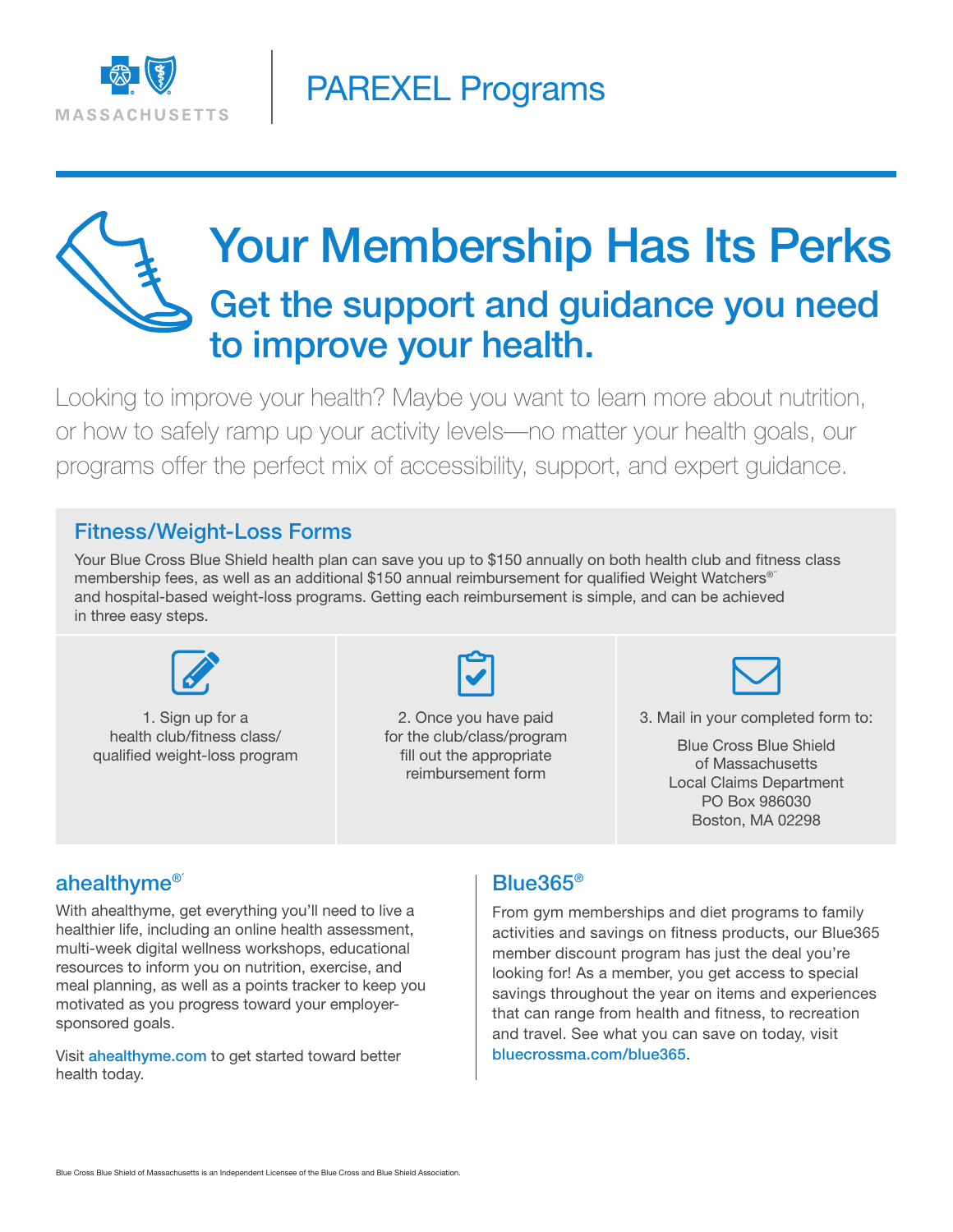# PAREXEL Programs

# Your Membership Has Its Perks

## Get the support and guidance you need to improve your health.

Looking to improve your health? Maybe you want to learn more about nutrition, or how to safely ramp up your activity levels—no matter your health goals, our programs offer the perfect mix of accessibility, support, and expert guidance.

### Fitness/Weight-Loss Forms

Your Blue Cross Blue Shield health plan can save you up to $150 annually on both health club and fitness class membership fees, as well as an additional $150 annual reimbursement for qualified Weight Watchers®´ and hospital-based weight-loss programs. Getting each reimbursement is simple, and can be achieved in three easy steps.

1. Sign up for a health club/fitness class/ qualified weight-loss program

2. Once you have paid for the club/class/program fill out the appropriate reimbursement form

3. Mail in your completed form to:

   Blue Cross Blue Shield
   of Massachusetts
   Local Claims Department
   PO Box 986030
   Boston, MA 02298

### ahealthyme®´

With ahealthyme, get everything you'll need to live a healthier life, including an online health assessment, multi-week digital wellness workshops, educational resources to inform you on nutrition, exercise, and meal planning, as well as a points tracker to keep you motivated as you progress toward your employer-sponsored goals.

Visit ahealthyme.com to get started toward better health today.

### Blue365®

From gym memberships and diet programs to family activities and savings on fitness products, our Blue365 member discount program has just the deal you're looking for! As a member, you get access to special savings throughout the year on items and experiences that can range from health and fitness, to recreation and travel. See what you can save on today, visit bluecrossma.com/blue365.

Blue Cross Blue Shield of Massachusetts is an Independent Licensee of the Blue Cross and Blue Shield Association.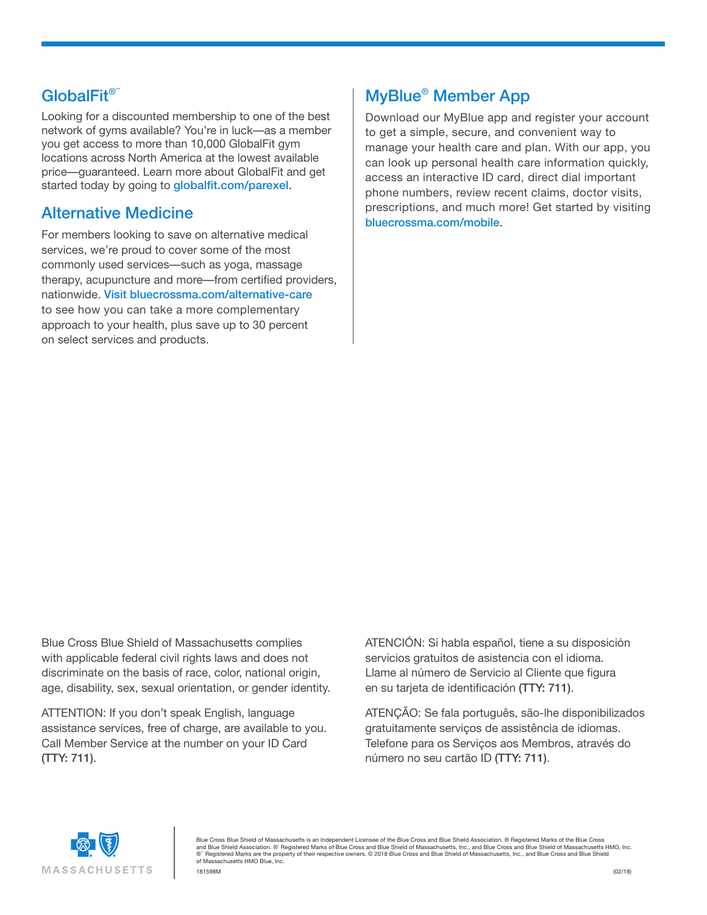## GlobalFit®´´

Looking for a discounted membership to one of the best network of gyms available? You're in luck—as a member you get access to more than 10,000 GlobalFit gym locations across North America at the lowest available price—guaranteed. Learn more about GlobalFit and get started today by going to globalfit.com/parexel.

## Alternative Medicine

For members looking to save on alternative medical services, we're proud to cover some of the most commonly used services—such as yoga, massage therapy, acupuncture and more—from certified providers, nationwide. Visit bluecrossma.com/alternative-care to see how you can take a more complementary approach to your health, plus save up to 30 percent on select services and products.

## MyBlue® Member App

Download our MyBlue app and register your account to get a simple, secure, and convenient way to manage your health care and plan. With our app, you can look up personal health care information quickly, access an interactive ID card, direct dial important phone numbers, review recent claims, doctor visits, prescriptions, and much more! Get started by visiting bluecrossma.com/mobile.

Blue Cross Blue Shield of Massachusetts complies with applicable federal civil rights laws and does not discriminate on the basis of race, color, national origin, age, disability, sex, sexual orientation, or gender identity.

ATTENTION: If you don't speak English, language assistance services, free of charge, are available to you. Call Member Service at the number on your ID Card **(TTY: 711)**.

ATENCIÓN: Si habla español, tiene a su disposición servicios gratuitos de asistencia con el idioma. Llame al número de Servicio al Cliente que figura en su tarjeta de identificación **(TTY: 711)**.

ATENÇÃO: Se fala português, são-lhe disponibilizados gratuitamente serviços de assistência de idiomas. Telefone para os Serviços aos Membros, através do número no seu cartão ID **(TTY: 711)**.

MASSACHUSETTS

Blue Cross Blue Shield of Massachusetts is an Independent Licensee of the Blue Cross and Blue Shield Association. ® Registered Marks of the Blue Cross and Blue Shield Association. ®´ Registered Marks of Blue Cross and Blue Shield of Massachusetts, Inc., and Blue Cross and Blue Shield of Massachusetts HMO, Inc. ®´´ Registered Marks are the property of their respective owners. © 2018 Blue Cross and Blue Shield of Massachusetts, Inc., and Blue Cross and Blue Shield of Massachusetts HMO Blue, Inc.

181598M (02/18)